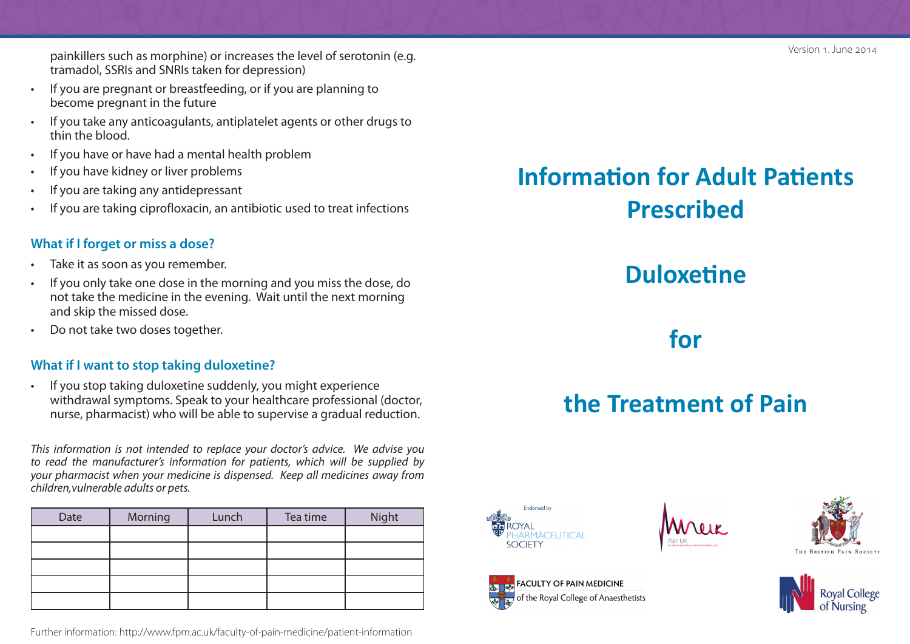painkillers such as morphine) or increases the level of serotonin (e.g. tramadol, SSRIs and SNRIs taken for depression)

- If you are pregnant or breastfeeding, or if you are planning to become pregnant in the future
- If you take any anticoagulants, antiplatelet agents or other drugs to thin the blood.
- If you have or have had a mental health problem
- If you have kidney or liver problems
- If you are taking any antidepressant
- If you are taking ciprofloxacin, an antibiotic used to treat infections

### What if I forget or miss a dose?

- Take it as soon as you remember.
- If you only take one dose in the morning and you miss the dose, do not take the medicine in the evening. Wait until the next morning and skip the missed dose.
- Do not take two doses together.

### What if I want to stop taking duloxetine?

- If you stop taking duloxetine suddenly, you might experience withdrawal symptoms. Speak to your healthcare professional (doctor, nurse, pharmacist) who will be able to supervise a gradual reduction.

*This information is not intended to replace your doctor's advice. We advise you to read the manufacturer's information for patients, which will be supplied by your pharmacist when your medicine is dispensed. Keep all medicines away from children,vulnerable adults or pets.*

| Date | Morning | Lunch | Tea time | Night |
|---|---|---|---|---|
| | | | | |
| | | | | |
| | | | | |
| | | | | |
| | | | | |

Further information: http://www.fpm.ac.uk/faculty-of-pain-medicine/patient-information

Version 1. June 2014

# Information for Adult Patients Prescribed

# Duloxetine

# for

# the Treatment of Pain

Endorsed by

ROYAL PHARMACEUTICAL SOCIETY

Pain UK

The British Pain Society

FACULTY OF PAIN MEDICINE of the Royal College of Anaesthetists

Royal College of Nursing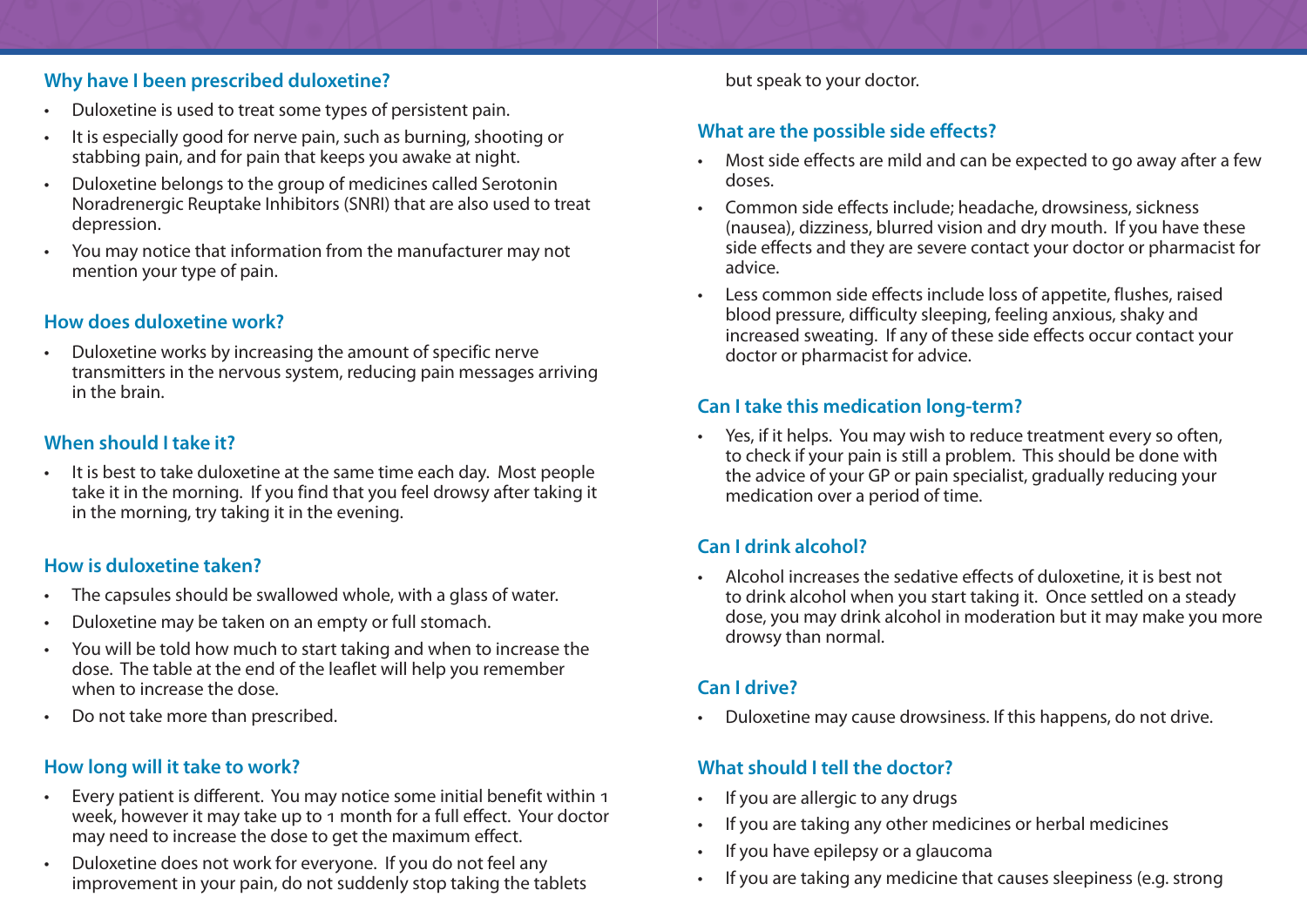## Why have I been prescribed duloxetine?

- Duloxetine is used to treat some types of persistent pain.
- It is especially good for nerve pain, such as burning, shooting or stabbing pain, and for pain that keeps you awake at night.
- Duloxetine belongs to the group of medicines called Serotonin Noradrenergic Reuptake Inhibitors (SNRI) that are also used to treat depression.
- You may notice that information from the manufacturer may not mention your type of pain.

## How does duloxetine work?

- Duloxetine works by increasing the amount of specific nerve transmitters in the nervous system, reducing pain messages arriving in the brain.

## When should I take it?

- It is best to take duloxetine at the same time each day. Most people take it in the morning. If you find that you feel drowsy after taking it in the morning, try taking it in the evening.

## How is duloxetine taken?

- The capsules should be swallowed whole, with a glass of water.
- Duloxetine may be taken on an empty or full stomach.
- You will be told how much to start taking and when to increase the dose. The table at the end of the leaflet will help you remember when to increase the dose.
- Do not take more than prescribed.

## How long will it take to work?

- Every patient is different. You may notice some initial benefit within 1 week, however it may take up to 1 month for a full effect. Your doctor may need to increase the dose to get the maximum effect.
- Duloxetine does not work for everyone. If you do not feel any improvement in your pain, do not suddenly stop taking the tablets but speak to your doctor.

## What are the possible side effects?

- Most side effects are mild and can be expected to go away after a few doses.
- Common side effects include; headache, drowsiness, sickness (nausea), dizziness, blurred vision and dry mouth. If you have these side effects and they are severe contact your doctor or pharmacist for advice.
- Less common side effects include loss of appetite, flushes, raised blood pressure, difficulty sleeping, feeling anxious, shaky and increased sweating. If any of these side effects occur contact your doctor or pharmacist for advice.

## Can I take this medication long-term?

- Yes, if it helps. You may wish to reduce treatment every so often, to check if your pain is still a problem. This should be done with the advice of your GP or pain specialist, gradually reducing your medication over a period of time.

## Can I drink alcohol?

- Alcohol increases the sedative effects of duloxetine, it is best not to drink alcohol when you start taking it. Once settled on a steady dose, you may drink alcohol in moderation but it may make you more drowsy than normal.

## Can I drive?

- Duloxetine may cause drowsiness. If this happens, do not drive.

## What should I tell the doctor?

- If you are allergic to any drugs
- If you are taking any other medicines or herbal medicines
- If you have epilepsy or a glaucoma
- If you are taking any medicine that causes sleepiness (e.g. strong